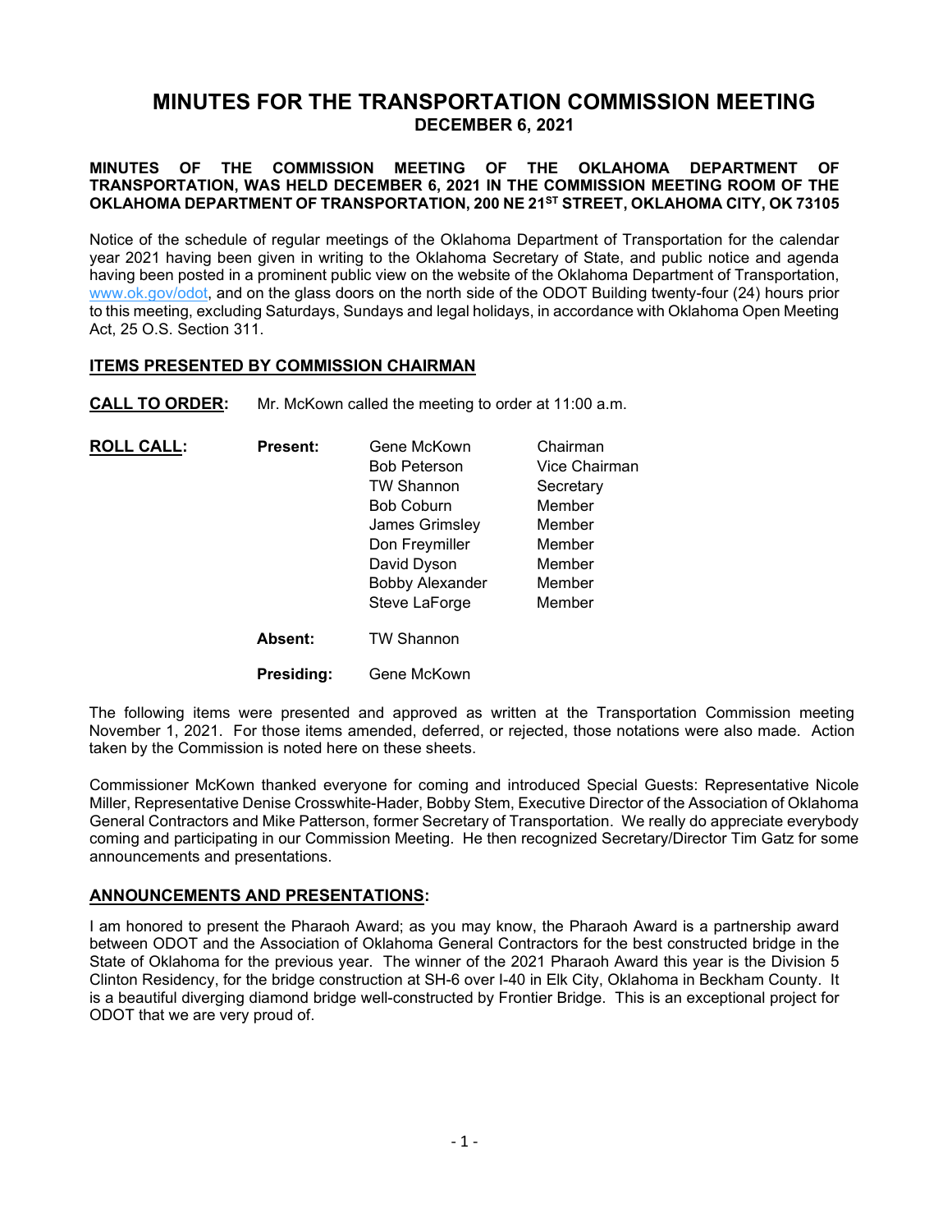# MINUTES FOR THE TRANSPORTATION COMMISSION MEETING

## DECEMBER 6, 2021

**MINUTES OF THE COMMISSION MEETING OF THE OKLAHOMA DEPARTMENT OF TRANSPORTATION, WAS HELD DECEMBER 6, 2021 IN THE COMMISSION MEETING ROOM OF THE OKLAHOMA DEPARTMENT OF TRANSPORTATION, 200 NE 21ST STREET, OKLAHOMA CITY, OK 73105**

Notice of the schedule of regular meetings of the Oklahoma Department of Transportation for the calendar year 2021 having been given in writing to the Oklahoma Secretary of State, and public notice and agenda having been posted in a prominent public view on the website of the Oklahoma Department of Transportation, www.ok.gov/odot, and on the glass doors on the north side of the ODOT Building twenty-four (24) hours prior to this meeting, excluding Saturdays, Sundays and legal holidays, in accordance with Oklahoma Open Meeting Act, 25 O.S. Section 311.

**ITEMS PRESENTED BY COMMISSION CHAIRMAN**

**CALL TO ORDER:** Mr. McKown called the meeting to order at 11:00 a.m.

**ROLL CALL:**

| | | | |
|---|---|---|---|
| | **Present:** | Gene McKown | Chairman |
| | | Bob Peterson | Vice Chairman |
| | | TW Shannon | Secretary |
| | | Bob Coburn | Member |
| | | James Grimsley | Member |
| | | Don Freymiller | Member |
| | | David Dyson | Member |
| | | Bobby Alexander | Member |
| | | Steve LaForge | Member |
| | **Absent:** | TW Shannon | |
| | **Presiding:** | Gene McKown | |

The following items were presented and approved as written at the Transportation Commission meeting November 1, 2021. For those items amended, deferred, or rejected, those notations were also made. Action taken by the Commission is noted here on these sheets.

Commissioner McKown thanked everyone for coming and introduced Special Guests: Representative Nicole Miller, Representative Denise Crosswhite-Hader, Bobby Stem, Executive Director of the Association of Oklahoma General Contractors and Mike Patterson, former Secretary of Transportation. We really do appreciate everybody coming and participating in our Commission Meeting. He then recognized Secretary/Director Tim Gatz for some announcements and presentations.

**ANNOUNCEMENTS AND PRESENTATIONS:**

I am honored to present the Pharaoh Award; as you may know, the Pharaoh Award is a partnership award between ODOT and the Association of Oklahoma General Contractors for the best constructed bridge in the State of Oklahoma for the previous year. The winner of the 2021 Pharaoh Award this year is the Division 5 Clinton Residency, for the bridge construction at SH-6 over I-40 in Elk City, Oklahoma in Beckham County. It is a beautiful diverging diamond bridge well-constructed by Frontier Bridge. This is an exceptional project for ODOT that we are very proud of.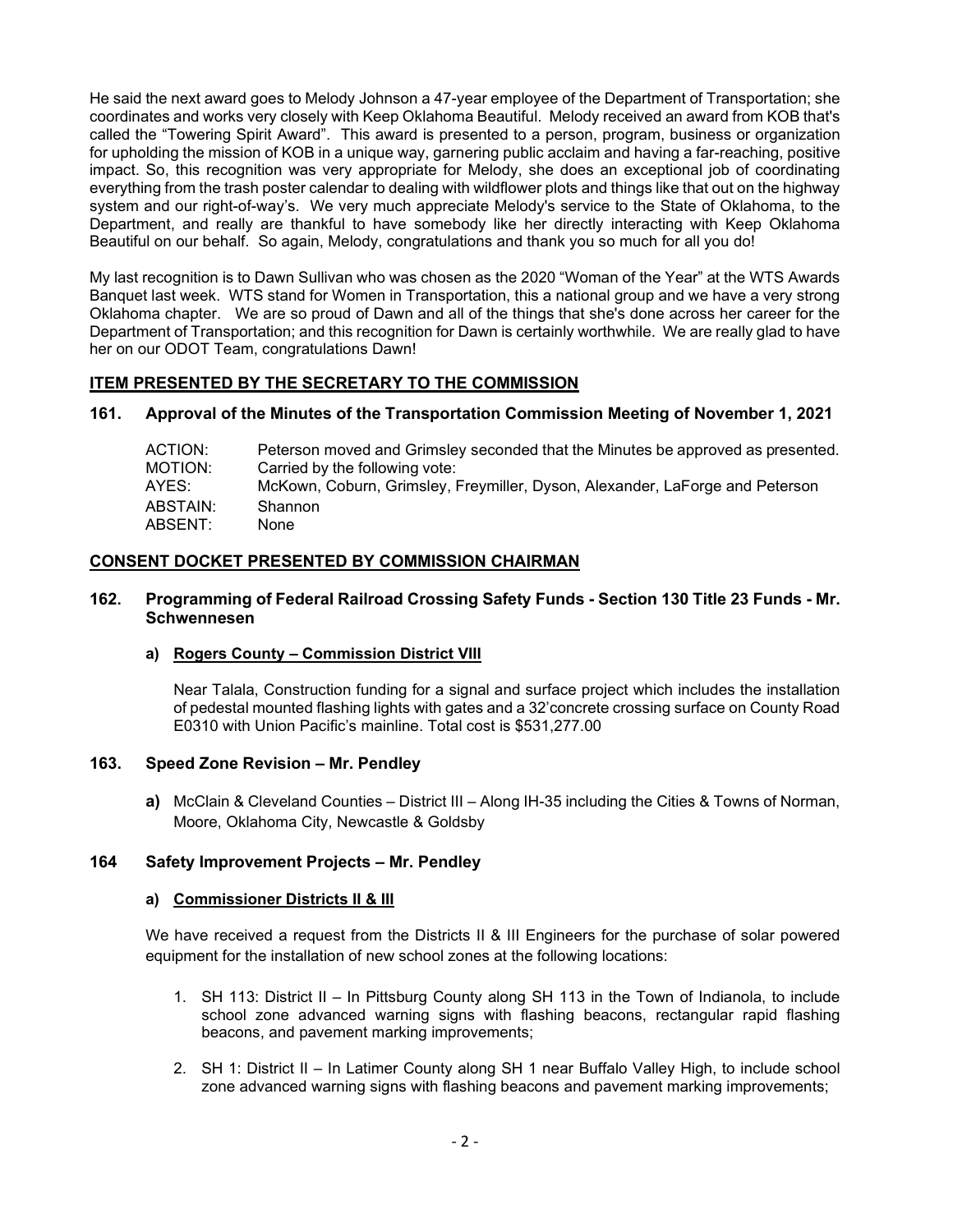He said the next award goes to Melody Johnson a 47-year employee of the Department of Transportation; she coordinates and works very closely with Keep Oklahoma Beautiful. Melody received an award from KOB that's called the "Towering Spirit Award". This award is presented to a person, program, business or organization for upholding the mission of KOB in a unique way, garnering public acclaim and having a far-reaching, positive impact. So, this recognition was very appropriate for Melody, she does an exceptional job of coordinating everything from the trash poster calendar to dealing with wildflower plots and things like that out on the highway system and our right-of-way's. We very much appreciate Melody's service to the State of Oklahoma, to the Department, and really are thankful to have somebody like her directly interacting with Keep Oklahoma Beautiful on our behalf. So again, Melody, congratulations and thank you so much for all you do!

My last recognition is to Dawn Sullivan who was chosen as the 2020 "Woman of the Year" at the WTS Awards Banquet last week. WTS stand for Women in Transportation, this a national group and we have a very strong Oklahoma chapter. We are so proud of Dawn and all of the things that she's done across her career for the Department of Transportation; and this recognition for Dawn is certainly worthwhile. We are really glad to have her on our ODOT Team, congratulations Dawn!

## ITEM PRESENTED BY THE SECRETARY TO THE COMMISSION

### 161. Approval of the Minutes of the Transportation Commission Meeting of November 1, 2021

| | |
|---|---|
| ACTION: | Peterson moved and Grimsley seconded that the Minutes be approved as presented. |
| MOTION: | Carried by the following vote: |
| AYES: | McKown, Coburn, Grimsley, Freymiller, Dyson, Alexander, LaForge and Peterson |
| ABSTAIN: | Shannon |
| ABSENT: | None |

## CONSENT DOCKET PRESENTED BY COMMISSION CHAIRMAN

### 162. Programming of Federal Railroad Crossing Safety Funds - Section 130 Title 23 Funds - Mr. Schwennesen

**a) Rogers County – Commission District VIII**

Near Talala, Construction funding for a signal and surface project which includes the installation of pedestal mounted flashing lights with gates and a 32'concrete crossing surface on County Road E0310 with Union Pacific's mainline. Total cost is $531,277.00

### 163. Speed Zone Revision – Mr. Pendley

**a)** McClain & Cleveland Counties – District III – Along IH-35 including the Cities & Towns of Norman, Moore, Oklahoma City, Newcastle & Goldsby

### 164 Safety Improvement Projects – Mr. Pendley

**a) Commissioner Districts II & III**

We have received a request from the Districts II & III Engineers for the purchase of solar powered equipment for the installation of new school zones at the following locations:

1. SH 113: District II – In Pittsburg County along SH 113 in the Town of Indianola, to include school zone advanced warning signs with flashing beacons, rectangular rapid flashing beacons, and pavement marking improvements;

2. SH 1: District II – In Latimer County along SH 1 near Buffalo Valley High, to include school zone advanced warning signs with flashing beacons and pavement marking improvements;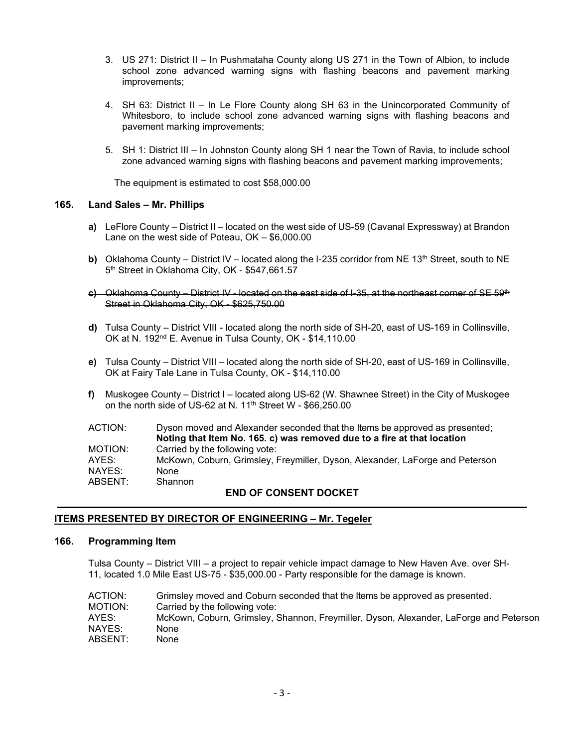3. US 271: District II – In Pushmataha County along US 271 in the Town of Albion, to include school zone advanced warning signs with flashing beacons and pavement marking improvements;

4. SH 63: District II – In Le Flore County along SH 63 in the Unincorporated Community of Whitesboro, to include school zone advanced warning signs with flashing beacons and pavement marking improvements;

5. SH 1: District III – In Johnston County along SH 1 near the Town of Ravia, to include school zone advanced warning signs with flashing beacons and pavement marking improvements;

The equipment is estimated to cost $58,000.00

### 165. Land Sales – Mr. Phillips

**a)** LeFlore County – District II – located on the west side of US-59 (Cavanal Expressway) at Brandon Lane on the west side of Poteau, OK – $6,000.00

**b)** Oklahoma County – District IV – located along the I-235 corridor from NE 13th Street, south to NE 5th Street in Oklahoma City, OK - $547,661.57

~~**c)** Oklahoma County – District IV - located on the east side of I-35, at the northeast corner of SE 59th Street in Oklahoma City, OK - $625,750.00~~

**d)** Tulsa County – District VIII - located along the north side of SH-20, east of US-169 in Collinsville, OK at N. 192nd E. Avenue in Tulsa County, OK - $14,110.00

**e)** Tulsa County – District VIII – located along the north side of SH-20, east of US-169 in Collinsville, OK at Fairy Tale Lane in Tulsa County, OK - $14,110.00

**f)** Muskogee County – District I – located along US-62 (W. Shawnee Street) in the City of Muskogee on the north side of US-62 at N. 11th Street W - $66,250.00

| | |
|---|---|
| ACTION: | Dyson moved and Alexander seconded that the Items be approved as presented; **Noting that Item No. 165. c) was removed due to a fire at that location** |
| MOTION: | Carried by the following vote: |
| AYES: | McKown, Coburn, Grimsley, Freymiller, Dyson, Alexander, LaForge and Peterson |
| NAYES: | None |
| ABSENT: | Shannon |

**END OF CONSENT DOCKET**

---

## ITEMS PRESENTED BY DIRECTOR OF ENGINEERING – Mr. Tegeler

### 166. Programming Item

Tulsa County – District VIII – a project to repair vehicle impact damage to New Haven Ave. over SH-11, located 1.0 Mile East US-75 - $35,000.00 - Party responsible for the damage is known.

| | |
|---|---|
| ACTION: | Grimsley moved and Coburn seconded that the Items be approved as presented. |
| MOTION: | Carried by the following vote: |
| AYES: | McKown, Coburn, Grimsley, Shannon, Freymiller, Dyson, Alexander, LaForge and Peterson |
| NAYES: | None |
| ABSENT: | None |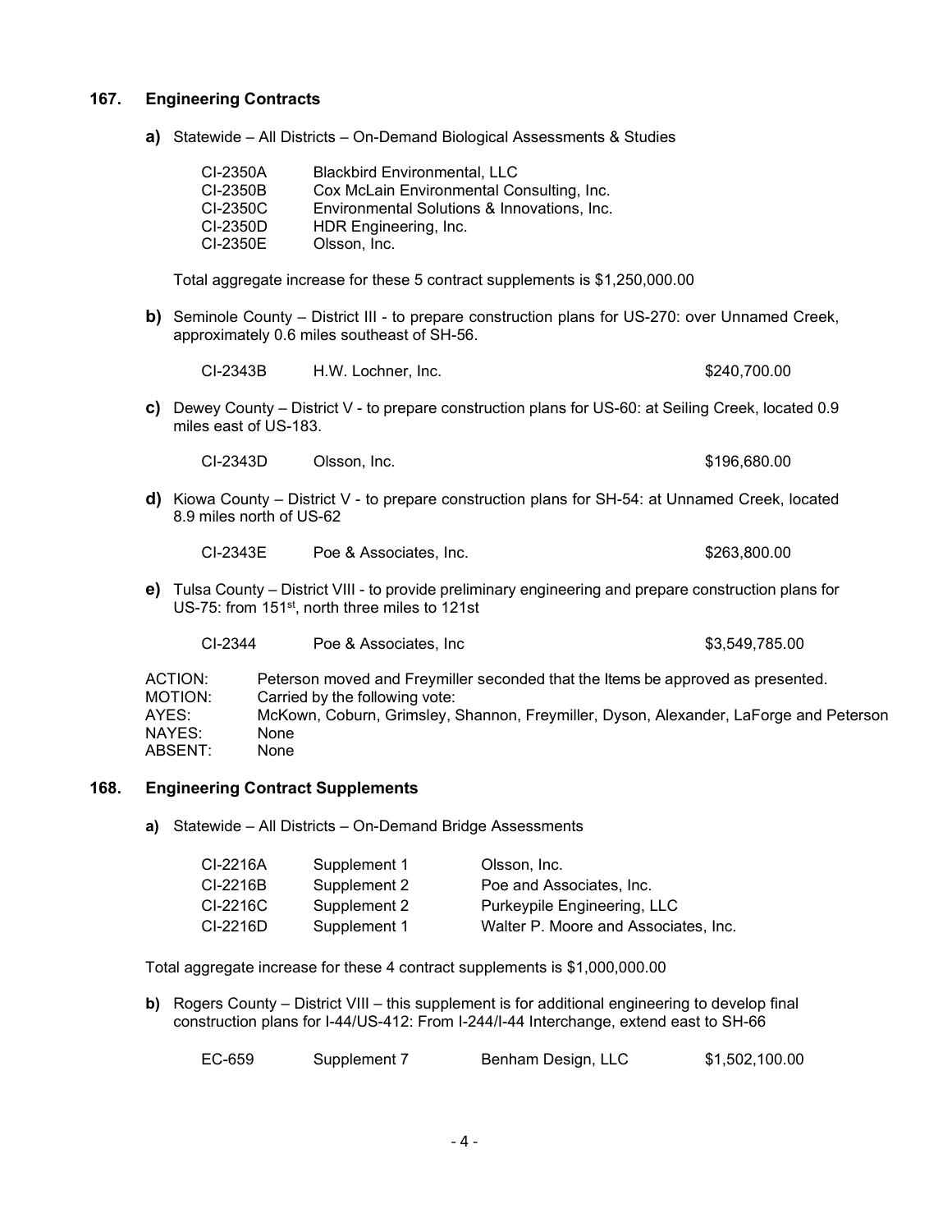## 167. Engineering Contracts

**a)** Statewide – All Districts – On-Demand Biological Assessments & Studies

| | |
|---|---|
| CI-2350A | Blackbird Environmental, LLC |
| CI-2350B | Cox McLain Environmental Consulting, Inc. |
| CI-2350C | Environmental Solutions & Innovations, Inc. |
| CI-2350D | HDR Engineering, Inc. |
| CI-2350E | Olsson, Inc. |

Total aggregate increase for these 5 contract supplements is $1,250,000.00

**b)** Seminole County – District III - to prepare construction plans for US-270: over Unnamed Creek, approximately 0.6 miles southeast of SH-56.

| | | |
|---|---|---|
| CI-2343B | H.W. Lochner, Inc. | $240,700.00 |

**c)** Dewey County – District V - to prepare construction plans for US-60: at Seiling Creek, located 0.9 miles east of US-183.

| | | |
|---|---|---|
| CI-2343D | Olsson, Inc. | $196,680.00 |

**d)** Kiowa County – District V - to prepare construction plans for SH-54: at Unnamed Creek, located 8.9 miles north of US-62

| | | |
|---|---|---|
| CI-2343E | Poe & Associates, Inc. | $263,800.00 |

**e)** Tulsa County – District VIII - to provide preliminary engineering and prepare construction plans for US-75: from 151st, north three miles to 121st

| | | |
|---|---|---|
| CI-2344 | Poe & Associates, Inc | $3,549,785.00 |

| | |
|---|---|
| ACTION: | Peterson moved and Freymiller seconded that the Items be approved as presented. |
| MOTION: | Carried by the following vote: |
| AYES: | McKown, Coburn, Grimsley, Shannon, Freymiller, Dyson, Alexander, LaForge and Peterson |
| NAYES: | None |
| ABSENT: | None |

## 168. Engineering Contract Supplements

**a)** Statewide – All Districts – On-Demand Bridge Assessments

| | | |
|---|---|---|
| CI-2216A | Supplement 1 | Olsson, Inc. |
| CI-2216B | Supplement 2 | Poe and Associates, Inc. |
| CI-2216C | Supplement 2 | Purkeypile Engineering, LLC |
| CI-2216D | Supplement 1 | Walter P. Moore and Associates, Inc. |

Total aggregate increase for these 4 contract supplements is $1,000,000.00

**b)** Rogers County – District VIII – this supplement is for additional engineering to develop final construction plans for I-44/US-412: From I-244/I-44 Interchange, extend east to SH-66

| | | | |
|---|---|---|---|
| EC-659 | Supplement 7 | Benham Design, LLC | $1,502,100.00 |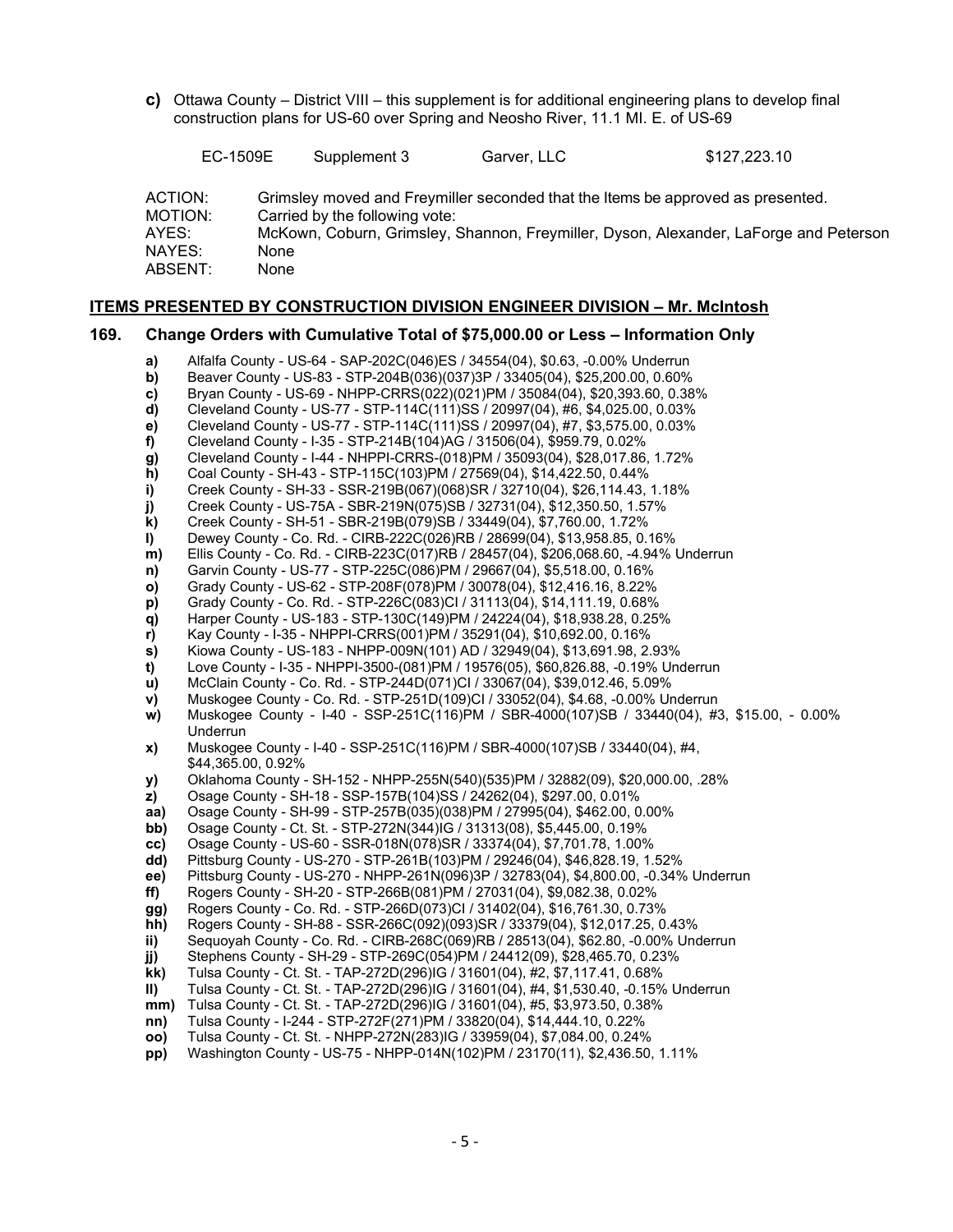**c)** Ottawa County – District VIII – this supplement is for additional engineering plans to develop final construction plans for US-60 over Spring and Neosho River, 11.1 MI. E. of US-69

| EC-1509E | Supplement 3 | Garver, LLC | $127,223.10 |
|---|---|---|---|

ACTION: Grimsley moved and Freymiller seconded that the Items be approved as presented.
MOTION: Carried by the following vote:
AYES: McKown, Coburn, Grimsley, Shannon, Freymiller, Dyson, Alexander, LaForge and Peterson
NAYES: None
ABSENT: None

## ITEMS PRESENTED BY CONSTRUCTION DIVISION ENGINEER DIVISION – Mr. McIntosh

### 169. Change Orders with Cumulative Total of $75,000.00 or Less – Information Only

**a)** Alfalfa County - US-64 - SAP-202C(046)ES / 34554(04), $0.63, -0.00% Underrun
**b)** Beaver County - US-83 - STP-204B(036)(037)3P / 33405(04), $25,200.00, 0.60%
**c)** Bryan County - US-69 - NHPP-CRRS(022)(021)PM / 35084(04), $20,393.60, 0.38%
**d)** Cleveland County - US-77 - STP-114C(111)SS / 20997(04), #6, $4,025.00, 0.03%
**e)** Cleveland County - US-77 - STP-114C(111)SS / 20997(04), #7, $3,575.00, 0.03%
**f)** Cleveland County - I-35 - STP-214B(104)AG / 31506(04), $959.79, 0.02%
**g)** Cleveland County - I-44 - NHPPI-CRRS-(018)PM / 35093(04), $28,017.86, 1.72%
**h)** Coal County - SH-43 - STP-115C(103)PM / 27569(04), $14,422.50, 0.44%
**i)** Creek County - SH-33 - SSR-219B(067)(068)SR / 32710(04), $26,114.43, 1.18%
**j)** Creek County - US-75A - SBR-219N(075)SB / 32731(04), $12,350.50, 1.57%
**k)** Creek County - SH-51 - SBR-219B(079)SB / 33449(04), $7,760.00, 1.72%
**l)** Dewey County - Co. Rd. - CIRB-222C(026)RB / 28699(04), $13,958.85, 0.16%
**m)** Ellis County - Co. Rd. - CIRB-223C(017)RB / 28457(04), $206,068.60, -4.94% Underrun
**n)** Garvin County - US-77 - STP-225C(086)PM / 29667(04), $5,518.00, 0.16%
**o)** Grady County - US-62 - STP-208F(078)PM / 30078(04), $12,416.16, 8.22%
**p)** Grady County - Co. Rd. - STP-226C(083)CI / 31113(04), $14,111.19, 0.68%
**q)** Harper County - US-183 - STP-130C(149)PM / 24224(04), $18,938.28, 0.25%
**r)** Kay County - I-35 - NHPPI-CRRS(001)PM / 35291(04), $10,692.00, 0.16%
**s)** Kiowa County - US-183 - NHPP-009N(101) AD / 32949(04), $13,691.98, 2.93%
**t)** Love County - I-35 - NHPPI-3500-(081)PM / 19576(05), $60,826.88, -0.19% Underrun
**u)** McClain County - Co. Rd. - STP-244D(071)CI / 33067(04), $39,012.46, 5.09%
**v)** Muskogee County - Co. Rd. - STP-251D(109)CI / 33052(04), $4.68, -0.00% Underrun
**w)** Muskogee County - I-40 - SSP-251C(116)PM / SBR-4000(107)SB / 33440(04), #3, $15.00, - 0.00% Underrun
**x)** Muskogee County - I-40 - SSP-251C(116)PM / SBR-4000(107)SB / 33440(04), #4, $44,365.00, 0.92%
**y)** Oklahoma County - SH-152 - NHPP-255N(540)(535)PM / 32882(09), $20,000.00, .28%
**z)** Osage County - SH-18 - SSP-157B(104)SS / 24262(04), $297.00, 0.01%
**aa)** Osage County - SH-99 - STP-257B(035)(038)PM / 27995(04), $462.00, 0.00%
**bb)** Osage County - Ct. St. - STP-272N(344)IG / 31313(08), $5,445.00, 0.19%
**cc)** Osage County - US-60 - SSR-018N(078)SR / 33374(04), $7,701.78, 1.00%
**dd)** Pittsburg County - US-270 - STP-261B(103)PM / 29246(04), $46,828.19, 1.52%
**ee)** Pittsburg County - US-270 - NHPP-261N(096)3P / 32783(04), $4,800.00, -0.34% Underrun
**ff)** Rogers County - SH-20 - STP-266B(081)PM / 27031(04), $9,082.38, 0.02%
**gg)** Rogers County - Co. Rd. - STP-266D(073)CI / 31402(04), $16,761.30, 0.73%
**hh)** Rogers County - SH-88 - SSR-266C(092)(093)SR / 33379(04), $12,017.25, 0.43%
**ii)** Sequoyah County - Co. Rd. - CIRB-268C(069)RB / 28513(04), $62.80, -0.00% Underrun
**jj)** Stephens County - SH-29 - STP-269C(054)PM / 24412(09), $28,465.70, 0.23%
**kk)** Tulsa County - Ct. St. - TAP-272D(296)IG / 31601(04), #2, $7,117.41, 0.68%
**ll)** Tulsa County - Ct. St. - TAP-272D(296)IG / 31601(04), #4, $1,530.40, -0.15% Underrun
**mm)** Tulsa County - Ct. St. - TAP-272D(296)IG / 31601(04), #5, $3,973.50, 0.38%
**nn)** Tulsa County - I-244 - STP-272F(271)PM / 33820(04), $14,444.10, 0.22%
**oo)** Tulsa County - Ct. St. - NHPP-272N(283)IG / 33959(04), $7,084.00, 0.24%
**pp)** Washington County - US-75 - NHPP-014N(102)PM / 23170(11), $2,436.50, 1.11%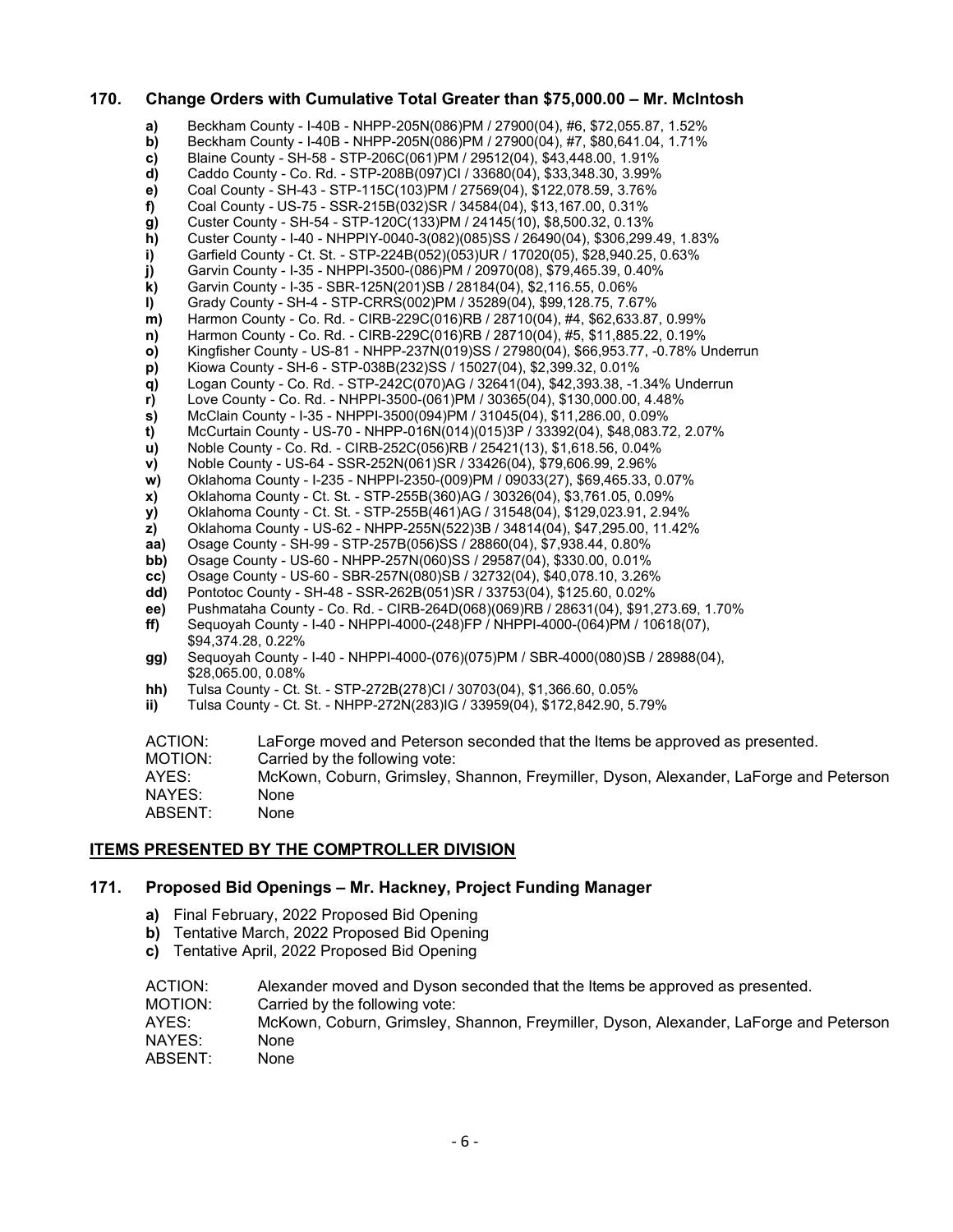### 170. Change Orders with Cumulative Total Greater than $75,000.00 – Mr. McIntosh

- **a)** Beckham County - I-40B - NHPP-205N(086)PM / 27900(04), #6, $72,055.87, 1.52%
- **b)** Beckham County - I-40B - NHPP-205N(086)PM / 27900(04), #7, $80,641.04, 1.71%
- **c)** Blaine County - SH-58 - STP-206C(061)PM / 29512(04), $43,448.00, 1.91%
- **d)** Caddo County - Co. Rd. - STP-208B(097)CI / 33680(04), $33,348.30, 3.99%
- **e)** Coal County - SH-43 - STP-115C(103)PM / 27569(04), $122,078.59, 3.76%
- **f)** Coal County - US-75 - SSR-215B(032)SR / 34584(04), $13,167.00, 0.31%
- **g)** Custer County - SH-54 - STP-120C(133)PM / 24145(10), $8,500.32, 0.13%
- **h)** Custer County - I-40 - NHPPIY-0040-3(082)(085)SS / 26490(04), $306,299.49, 1.83%
- **i)** Garfield County - Ct. St. - STP-224B(052)(053)UR / 17020(05), $28,940.25, 0.63%
- **j)** Garvin County - I-35 - NHPPI-3500-(086)PM / 20970(08), $79,465.39, 0.40%
- **k)** Garvin County - I-35 - SBR-125N(201)SB / 28184(04), $2,116.55, 0.06%
- **l)** Grady County - SH-4 - STP-CRRS(002)PM / 35289(04), $99,128.75, 7.67%
- **m)** Harmon County - Co. Rd. - CIRB-229C(016)RB / 28710(04), #4, $62,633.87, 0.99%
- **n)** Harmon County - Co. Rd. - CIRB-229C(016)RB / 28710(04), #5, $11,885.22, 0.19%
- **o)** Kingfisher County - US-81 - NHPP-237N(019)SS / 27980(04), $66,953.77, -0.78% Underrun
- **p)** Kiowa County - SH-6 - STP-038B(232)SS / 15027(04), $2,399.32, 0.01%
- **q)** Logan County - Co. Rd. - STP-242C(070)AG / 32641(04), $42,393.38, -1.34% Underrun
- **r)** Love County - Co. Rd. - NHPPI-3500-(061)PM / 30365(04), $130,000.00, 4.48%
- **s)** McClain County - I-35 - NHPPI-3500(094)PM / 31045(04), $11,286.00, 0.09%
- **t)** McCurtain County - US-70 - NHPP-016N(014)(015)3P / 33392(04), $48,083.72, 2.07%
- **u)** Noble County - Co. Rd. - CIRB-252C(056)RB / 25421(13), $1,618.56, 0.04%
- **v)** Noble County - US-64 - SSR-252N(061)SR / 33426(04), $79,606.99, 2.96%
- **w)** Oklahoma County - I-235 - NHPPI-2350-(009)PM / 09033(27), $69,465.33, 0.07%
- **x)** Oklahoma County - Ct. St. - STP-255B(360)AG / 30326(04), $3,761.05, 0.09%
- **y)** Oklahoma County - Ct. St. - STP-255B(461)AG / 31548(04), $129,023.91, 2.94%
- **z)** Oklahoma County - US-62 - NHPP-255N(522)3B / 34814(04), $47,295.00, 11.42%
- **aa)** Osage County - SH-99 - STP-257B(056)SS / 28860(04), $7,938.44, 0.80%
- **bb)** Osage County - US-60 - NHPP-257N(060)SS / 29587(04), $330.00, 0.01%
- **cc)** Osage County - US-60 - SBR-257N(080)SB / 32732(04), $40,078.10, 3.26%
- **dd)** Pontotoc County - SH-48 - SSR-262B(051)SR / 33753(04), $125.60, 0.02%
- **ee)** Pushmataha County - Co. Rd. - CIRB-264D(068)(069)RB / 28631(04), $91,273.69, 1.70%
- **ff)** Sequoyah County - I-40 - NHPPI-4000-(248)FP / NHPPI-4000-(064)PM / 10618(07), $94,374.28, 0.22%
- **gg)** Sequoyah County - I-40 - NHPPI-4000-(076)(075)PM / SBR-4000(080)SB / 28988(04), $28,065.00, 0.08%
- **hh)** Tulsa County - Ct. St. - STP-272B(278)CI / 30703(04), $1,366.60, 0.05%
- **ii)** Tulsa County - Ct. St. - NHPP-272N(283)IG / 33959(04), $172,842.90, 5.79%

ACTION: LaForge moved and Peterson seconded that the Items be approved as presented.
MOTION: Carried by the following vote:
AYES: McKown, Coburn, Grimsley, Shannon, Freymiller, Dyson, Alexander, LaForge and Peterson
NAYES: None
ABSENT: None

## ITEMS PRESENTED BY THE COMPTROLLER DIVISION

### 171. Proposed Bid Openings – Mr. Hackney, Project Funding Manager

- **a)** Final February, 2022 Proposed Bid Opening
- **b)** Tentative March, 2022 Proposed Bid Opening
- **c)** Tentative April, 2022 Proposed Bid Opening

ACTION: Alexander moved and Dyson seconded that the Items be approved as presented.
MOTION: Carried by the following vote:
AYES: McKown, Coburn, Grimsley, Shannon, Freymiller, Dyson, Alexander, LaForge and Peterson
NAYES: None
ABSENT: None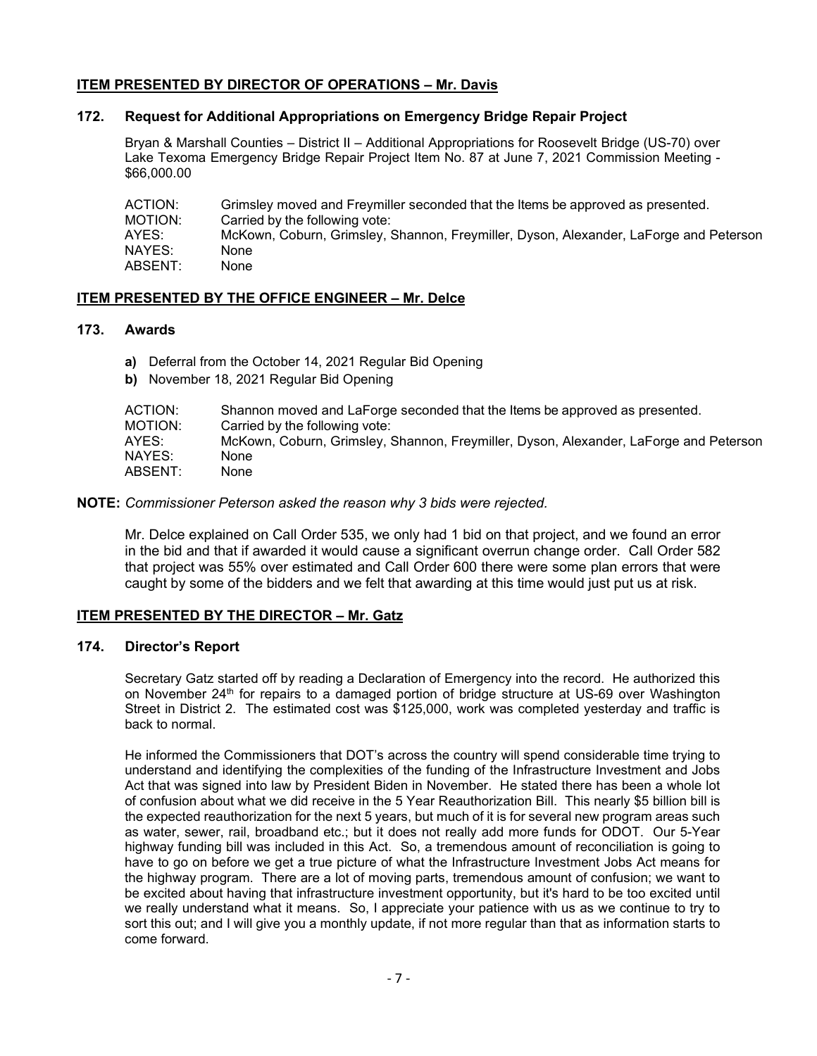## ITEM PRESENTED BY DIRECTOR OF OPERATIONS – Mr. Davis

### 172. Request for Additional Appropriations on Emergency Bridge Repair Project

Bryan & Marshall Counties – District II – Additional Appropriations for Roosevelt Bridge (US-70) over Lake Texoma Emergency Bridge Repair Project Item No. 87 at June 7, 2021 Commission Meeting - $66,000.00

| | |
|---|---|
| ACTION: | Grimsley moved and Freymiller seconded that the Items be approved as presented. |
| MOTION: | Carried by the following vote: |
| AYES: | McKown, Coburn, Grimsley, Shannon, Freymiller, Dyson, Alexander, LaForge and Peterson |
| NAYES: | None |
| ABSENT: | None |

## ITEM PRESENTED BY THE OFFICE ENGINEER – Mr. Delce

### 173. Awards

- **a)** Deferral from the October 14, 2021 Regular Bid Opening
- **b)** November 18, 2021 Regular Bid Opening

| | |
|---|---|
| ACTION: | Shannon moved and LaForge seconded that the Items be approved as presented. |
| MOTION: | Carried by the following vote: |
| AYES: | McKown, Coburn, Grimsley, Shannon, Freymiller, Dyson, Alexander, LaForge and Peterson |
| NAYES: | None |
| ABSENT: | None |

**NOTE:** *Commissioner Peterson asked the reason why 3 bids were rejected.*

Mr. Delce explained on Call Order 535, we only had 1 bid on that project, and we found an error in the bid and that if awarded it would cause a significant overrun change order. Call Order 582 that project was 55% over estimated and Call Order 600 there were some plan errors that were caught by some of the bidders and we felt that awarding at this time would just put us at risk.

## ITEM PRESENTED BY THE DIRECTOR – Mr. Gatz

### 174. Director's Report

Secretary Gatz started off by reading a Declaration of Emergency into the record. He authorized this on November 24th for repairs to a damaged portion of bridge structure at US-69 over Washington Street in District 2. The estimated cost was $125,000, work was completed yesterday and traffic is back to normal.

He informed the Commissioners that DOT's across the country will spend considerable time trying to understand and identifying the complexities of the funding of the Infrastructure Investment and Jobs Act that was signed into law by President Biden in November. He stated there has been a whole lot of confusion about what we did receive in the 5 Year Reauthorization Bill. This nearly $5 billion bill is the expected reauthorization for the next 5 years, but much of it is for several new program areas such as water, sewer, rail, broadband etc.; but it does not really add more funds for ODOT. Our 5-Year highway funding bill was included in this Act. So, a tremendous amount of reconciliation is going to have to go on before we get a true picture of what the Infrastructure Investment Jobs Act means for the highway program. There are a lot of moving parts, tremendous amount of confusion; we want to be excited about having that infrastructure investment opportunity, but it's hard to be too excited until we really understand what it means. So, I appreciate your patience with us as we continue to try to sort this out; and I will give you a monthly update, if not more regular than that as information starts to come forward.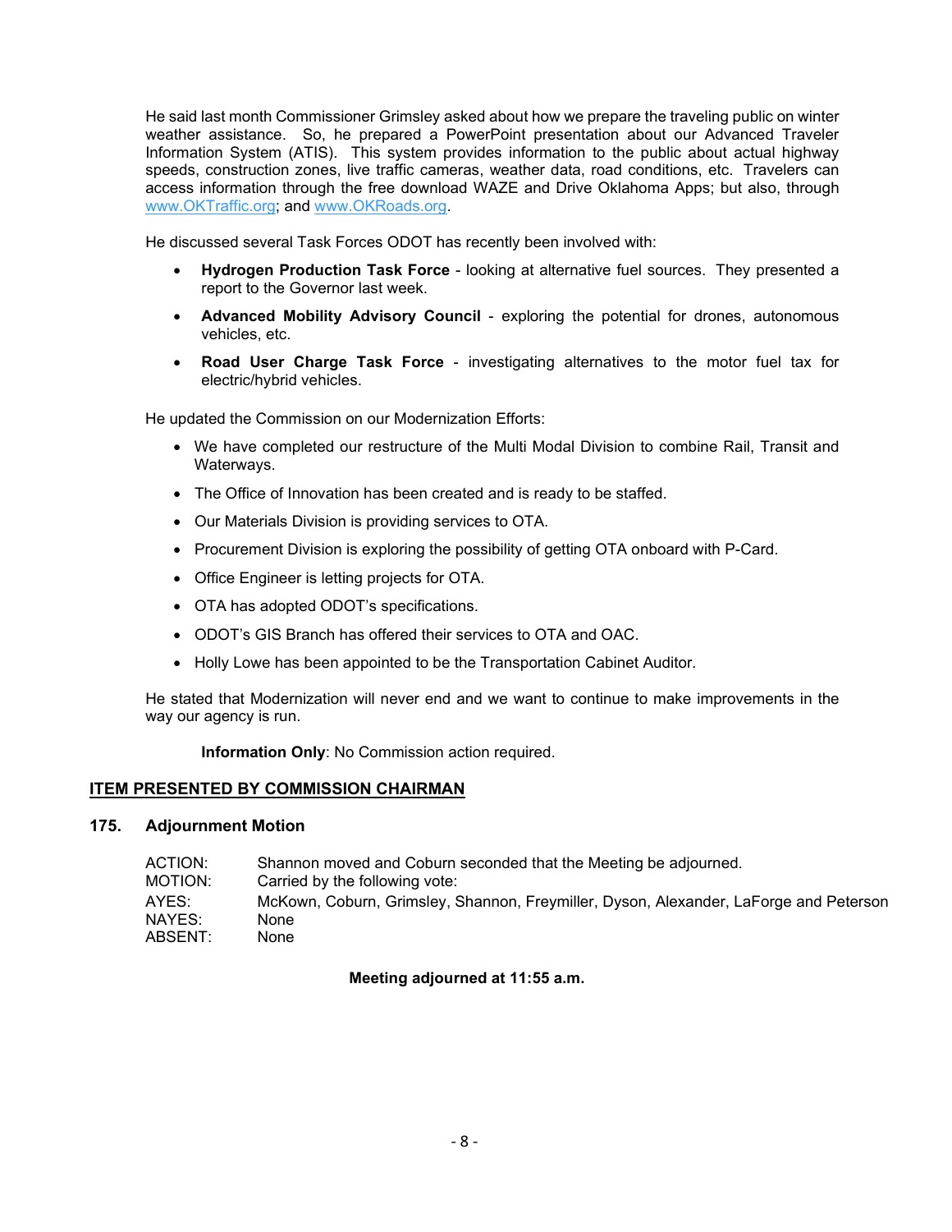He said last month Commissioner Grimsley asked about how we prepare the traveling public on winter weather assistance. So, he prepared a PowerPoint presentation about our Advanced Traveler Information System (ATIS). This system provides information to the public about actual highway speeds, construction zones, live traffic cameras, weather data, road conditions, etc. Travelers can access information through the free download WAZE and Drive Oklahoma Apps; but also, through www.OKTraffic.org; and www.OKRoads.org.

He discussed several Task Forces ODOT has recently been involved with:

- **Hydrogen Production Task Force** - looking at alternative fuel sources. They presented a report to the Governor last week.
- **Advanced Mobility Advisory Council** - exploring the potential for drones, autonomous vehicles, etc.
- **Road User Charge Task Force** - investigating alternatives to the motor fuel tax for electric/hybrid vehicles.

He updated the Commission on our Modernization Efforts:

- We have completed our restructure of the Multi Modal Division to combine Rail, Transit and Waterways.
- The Office of Innovation has been created and is ready to be staffed.
- Our Materials Division is providing services to OTA.
- Procurement Division is exploring the possibility of getting OTA onboard with P-Card.
- Office Engineer is letting projects for OTA.
- OTA has adopted ODOT's specifications.
- ODOT's GIS Branch has offered their services to OTA and OAC.
- Holly Lowe has been appointed to be the Transportation Cabinet Auditor.

He stated that Modernization will never end and we want to continue to make improvements in the way our agency is run.

**Information Only**: No Commission action required.

## ITEM PRESENTED BY COMMISSION CHAIRMAN

### 175. Adjournment Motion

| | |
|---|---|
| ACTION: | Shannon moved and Coburn seconded that the Meeting be adjourned. |
| MOTION: | Carried by the following vote: |
| AYES: | McKown, Coburn, Grimsley, Shannon, Freymiller, Dyson, Alexander, LaForge and Peterson |
| NAYES: | None |
| ABSENT: | None |

**Meeting adjourned at 11:55 a.m.**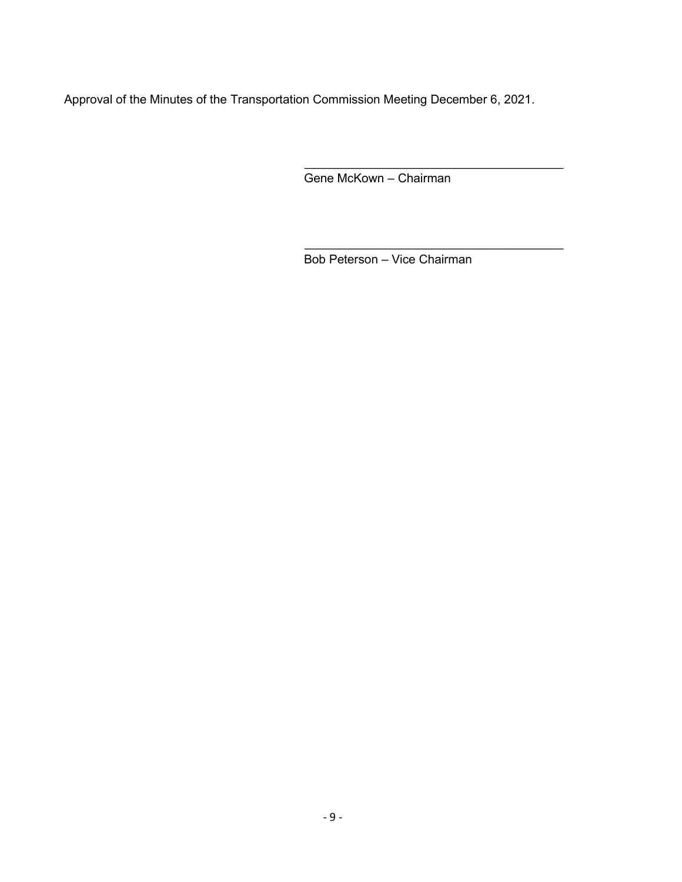Approval of the Minutes of the Transportation Commission Meeting December 6, 2021.

\_\_\_\_\_\_\_\_\_\_\_\_\_\_\_\_\_\_\_\_\_\_\_\_\_\_\_\_\_\_\_\_\_\_\_\_\_\_
Gene McKown – Chairman

\_\_\_\_\_\_\_\_\_\_\_\_\_\_\_\_\_\_\_\_\_\_\_\_\_\_\_\_\_\_\_\_\_\_\_\_\_\_
Bob Peterson – Vice Chairman